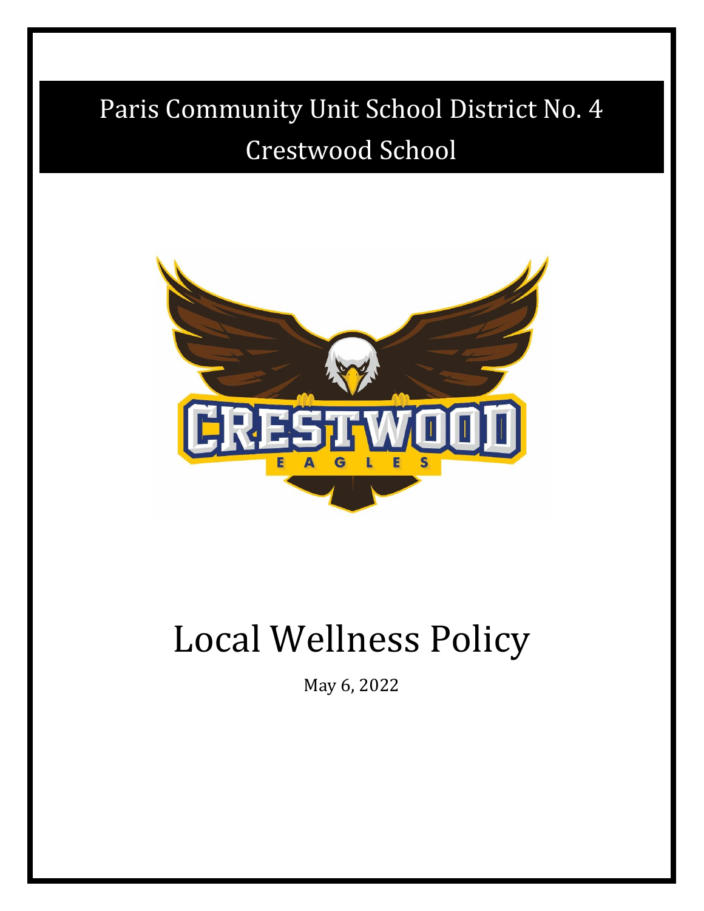# Paris Community Unit School District No. 4
# Crestwood School

# Local Wellness Policy

May 6, 2022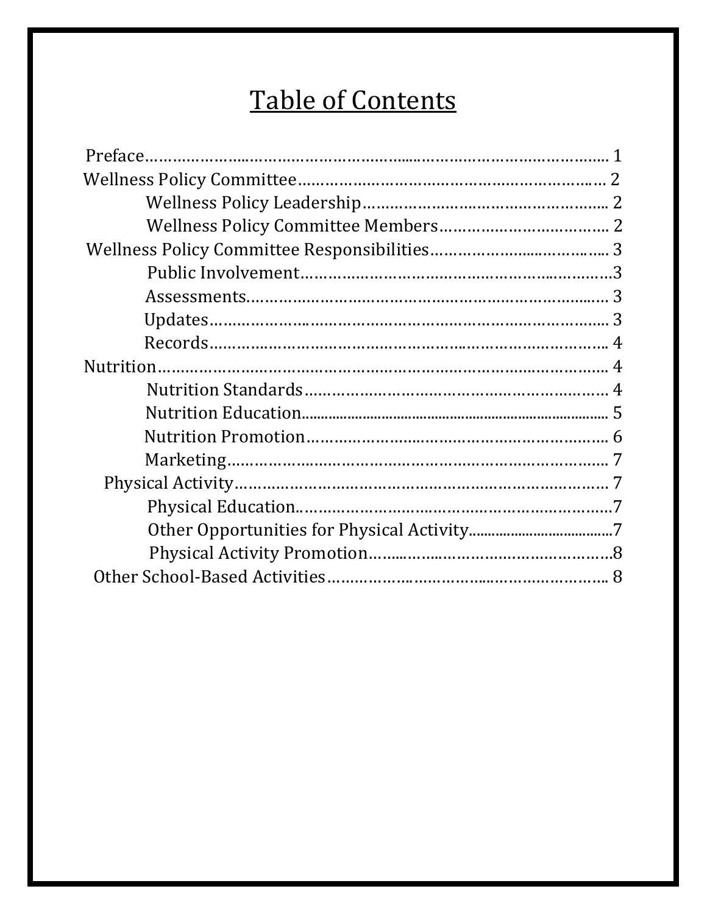# Table of Contents

- Preface …… 1
- Wellness Policy Committee …… 2
    - Wellness Policy Leadership …… 2
    - Wellness Policy Committee Members …… 2
- Wellness Policy Committee Responsibilities …… 3
    - Public Involvement …… 3
    - Assessments …… 3
    - Updates …… 3
    - Records …… 4
- Nutrition …… 4
    - Nutrition Standards …… 4
    - Nutrition Education …… 5
    - Nutrition Promotion …… 6
    - Marketing …… 7
- Physical Activity …… 7
    - Physical Education …… 7
    - Other Opportunities for Physical Activity …… 7
    - Physical Activity Promotion …… 8
- Other School-Based Activities …… 8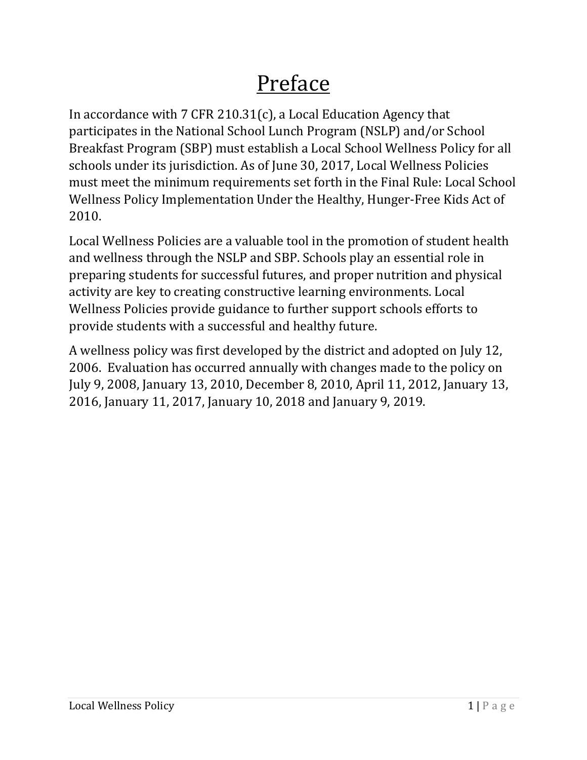# Preface

In accordance with 7 CFR 210.31(c), a Local Education Agency that participates in the National School Lunch Program (NSLP) and/or School Breakfast Program (SBP) must establish a Local School Wellness Policy for all schools under its jurisdiction. As of June 30, 2017, Local Wellness Policies must meet the minimum requirements set forth in the Final Rule: Local School Wellness Policy Implementation Under the Healthy, Hunger-Free Kids Act of 2010.

Local Wellness Policies are a valuable tool in the promotion of student health and wellness through the NSLP and SBP. Schools play an essential role in preparing students for successful futures, and proper nutrition and physical activity are key to creating constructive learning environments. Local Wellness Policies provide guidance to further support schools efforts to provide students with a successful and healthy future.

A wellness policy was first developed by the district and adopted on July 12, 2006. Evaluation has occurred annually with changes made to the policy on July 9, 2008, January 13, 2010, December 8, 2010, April 11, 2012, January 13, 2016, January 11, 2017, January 10, 2018 and January 9, 2019.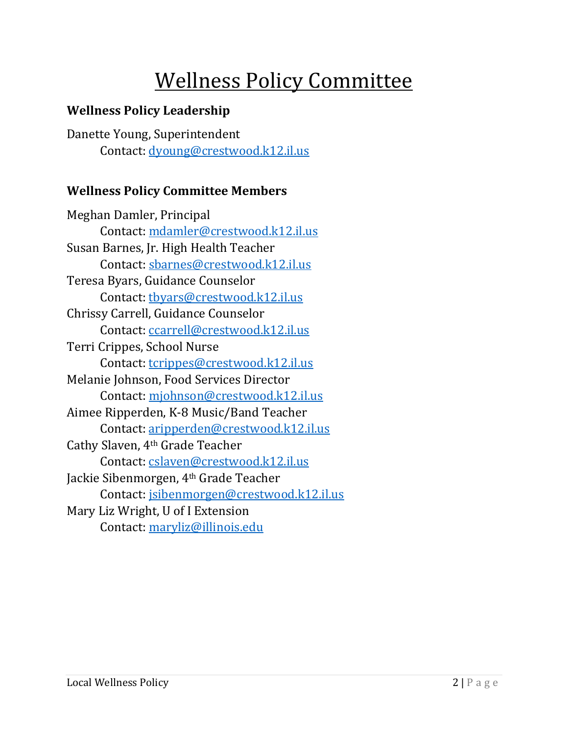# Wellness Policy Committee

### Wellness Policy Leadership

Danette Young, Superintendent
Contact: dyoung@crestwood.k12.il.us

### Wellness Policy Committee Members

Meghan Damler, Principal
Contact: mdamler@crestwood.k12.il.us

Susan Barnes, Jr. High Health Teacher
Contact: sbarnes@crestwood.k12.il.us

Teresa Byars, Guidance Counselor
Contact: tbyars@crestwood.k12.il.us

Chrissy Carrell, Guidance Counselor
Contact: ccarrell@crestwood.k12.il.us

Terri Crippes, School Nurse
Contact: tcrippes@crestwood.k12.il.us

Melanie Johnson, Food Services Director
Contact: mjohnson@crestwood.k12.il.us

Aimee Ripperden, K-8 Music/Band Teacher
Contact: aripperden@crestwood.k12.il.us

Cathy Slaven, 4th Grade Teacher
Contact: cslaven@crestwood.k12.il.us

Jackie Sibenmorgen, 4th Grade Teacher
Contact: jsibenmorgen@crestwood.k12.il.us

Mary Liz Wright, U of I Extension
Contact: maryliz@illinois.edu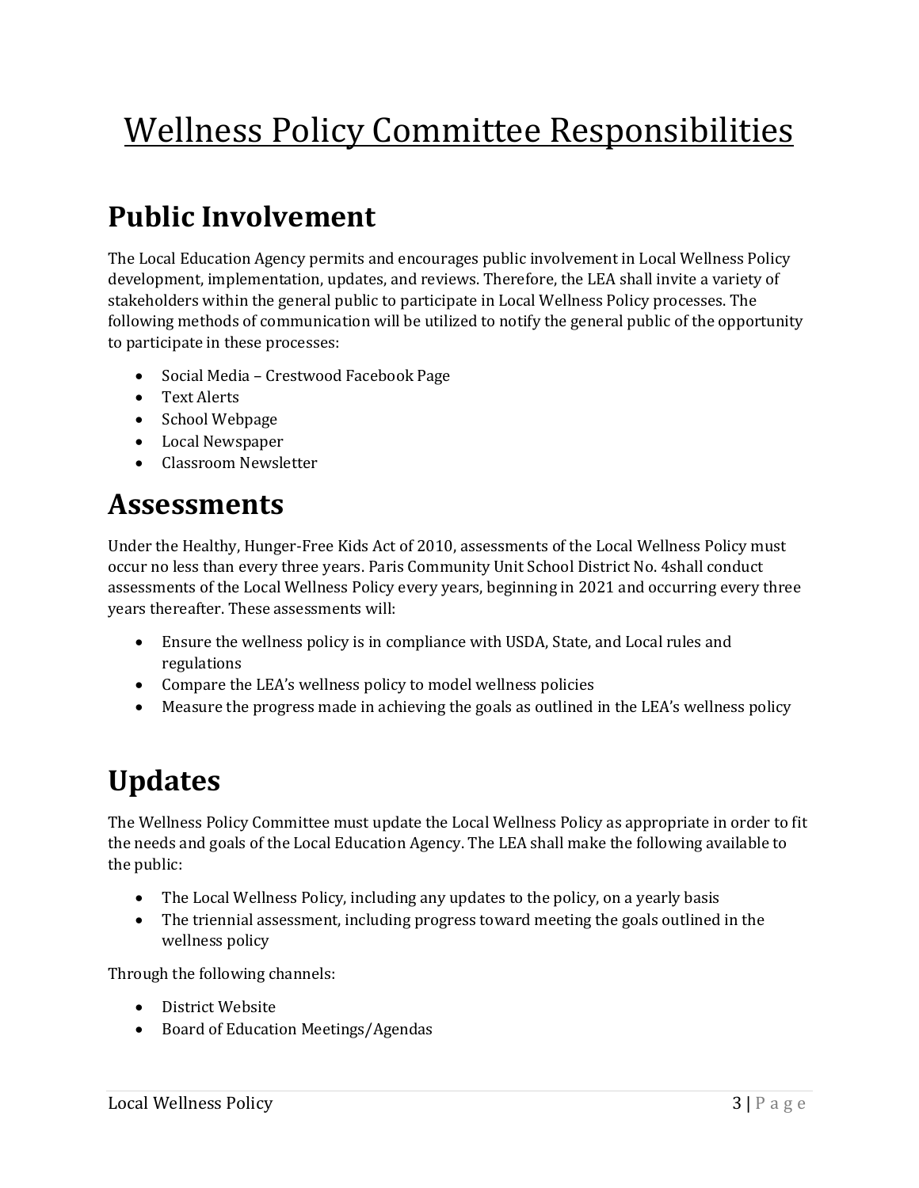# Wellness Policy Committee Responsibilities

## Public Involvement

The Local Education Agency permits and encourages public involvement in Local Wellness Policy development, implementation, updates, and reviews. Therefore, the LEA shall invite a variety of stakeholders within the general public to participate in Local Wellness Policy processes. The following methods of communication will be utilized to notify the general public of the opportunity to participate in these processes:

- Social Media – Crestwood Facebook Page
- Text Alerts
- School Webpage
- Local Newspaper
- Classroom Newsletter

## Assessments

Under the Healthy, Hunger-Free Kids Act of 2010, assessments of the Local Wellness Policy must occur no less than every three years. Paris Community Unit School District No. 4shall conduct assessments of the Local Wellness Policy every years, beginning in 2021 and occurring every three years thereafter. These assessments will:

- Ensure the wellness policy is in compliance with USDA, State, and Local rules and regulations
- Compare the LEA's wellness policy to model wellness policies
- Measure the progress made in achieving the goals as outlined in the LEA's wellness policy

## Updates

The Wellness Policy Committee must update the Local Wellness Policy as appropriate in order to fit the needs and goals of the Local Education Agency. The LEA shall make the following available to the public:

- The Local Wellness Policy, including any updates to the policy, on a yearly basis
- The triennial assessment, including progress toward meeting the goals outlined in the wellness policy

Through the following channels:

- District Website
- Board of Education Meetings/Agendas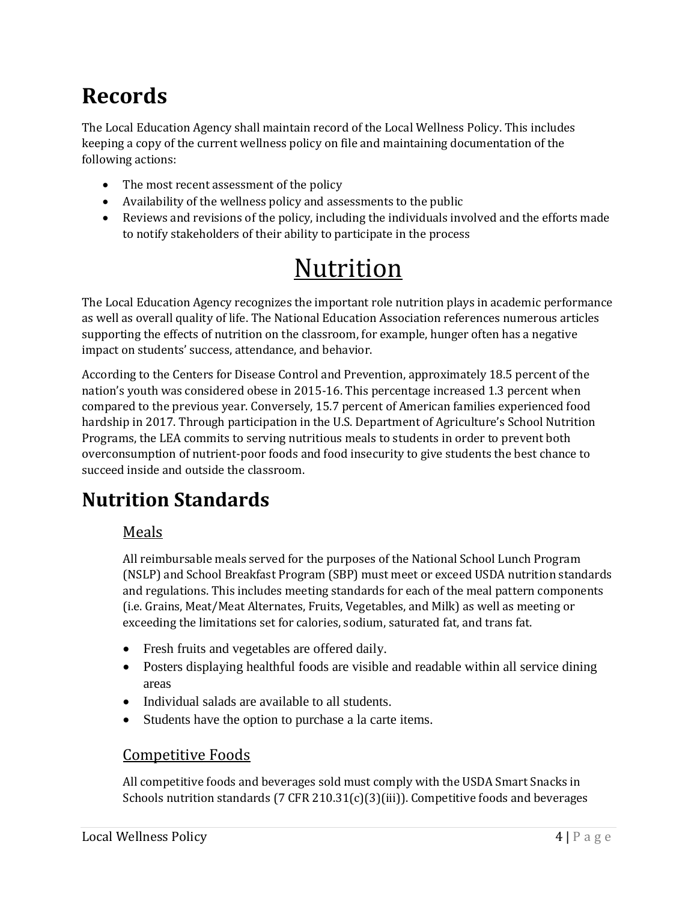## Records

The Local Education Agency shall maintain record of the Local Wellness Policy. This includes keeping a copy of the current wellness policy on file and maintaining documentation of the following actions:

- The most recent assessment of the policy
- Availability of the wellness policy and assessments to the public
- Reviews and revisions of the policy, including the individuals involved and the efforts made to notify stakeholders of their ability to participate in the process

# Nutrition

The Local Education Agency recognizes the important role nutrition plays in academic performance as well as overall quality of life. The National Education Association references numerous articles supporting the effects of nutrition on the classroom, for example, hunger often has a negative impact on students' success, attendance, and behavior.

According to the Centers for Disease Control and Prevention, approximately 18.5 percent of the nation's youth was considered obese in 2015-16. This percentage increased 1.3 percent when compared to the previous year. Conversely, 15.7 percent of American families experienced food hardship in 2017. Through participation in the U.S. Department of Agriculture's School Nutrition Programs, the LEA commits to serving nutritious meals to students in order to prevent both overconsumption of nutrient-poor foods and food insecurity to give students the best chance to succeed inside and outside the classroom.

## Nutrition Standards

### Meals

All reimbursable meals served for the purposes of the National School Lunch Program (NSLP) and School Breakfast Program (SBP) must meet or exceed USDA nutrition standards and regulations. This includes meeting standards for each of the meal pattern components (i.e. Grains, Meat/Meat Alternates, Fruits, Vegetables, and Milk) as well as meeting or exceeding the limitations set for calories, sodium, saturated fat, and trans fat.

- Fresh fruits and vegetables are offered daily.
- Posters displaying healthful foods are visible and readable within all service dining areas
- Individual salads are available to all students.
- Students have the option to purchase a la carte items.

### Competitive Foods

All competitive foods and beverages sold must comply with the USDA Smart Snacks in Schools nutrition standards (7 CFR 210.31(c)(3)(iii)). Competitive foods and beverages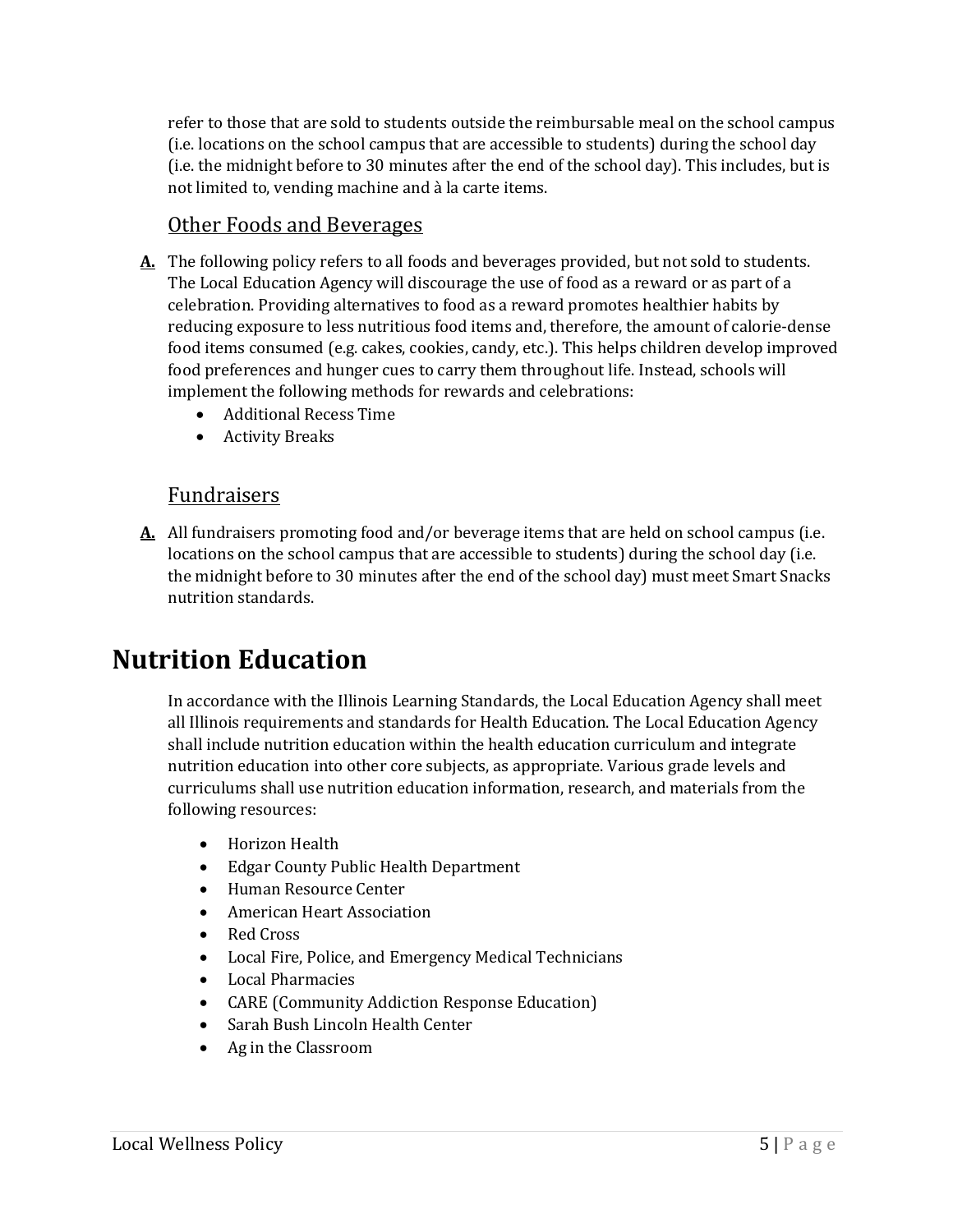refer to those that are sold to students outside the reimbursable meal on the school campus (i.e. locations on the school campus that are accessible to students) during the school day (i.e. the midnight before to 30 minutes after the end of the school day). This includes, but is not limited to, vending machine and à la carte items.

## Other Foods and Beverages

**A.** The following policy refers to all foods and beverages provided, but not sold to students. The Local Education Agency will discourage the use of food as a reward or as part of a celebration. Providing alternatives to food as a reward promotes healthier habits by reducing exposure to less nutritious food items and, therefore, the amount of calorie-dense food items consumed (e.g. cakes, cookies, candy, etc.). This helps children develop improved food preferences and hunger cues to carry them throughout life. Instead, schools will implement the following methods for rewards and celebrations:

- Additional Recess Time
- Activity Breaks

## Fundraisers

**A.** All fundraisers promoting food and/or beverage items that are held on school campus (i.e. locations on the school campus that are accessible to students) during the school day (i.e. the midnight before to 30 minutes after the end of the school day) must meet Smart Snacks nutrition standards.

# Nutrition Education

In accordance with the Illinois Learning Standards, the Local Education Agency shall meet all Illinois requirements and standards for Health Education. The Local Education Agency shall include nutrition education within the health education curriculum and integrate nutrition education into other core subjects, as appropriate. Various grade levels and curriculums shall use nutrition education information, research, and materials from the following resources:

- Horizon Health
- Edgar County Public Health Department
- Human Resource Center
- American Heart Association
- Red Cross
- Local Fire, Police, and Emergency Medical Technicians
- Local Pharmacies
- CARE (Community Addiction Response Education)
- Sarah Bush Lincoln Health Center
- Ag in the Classroom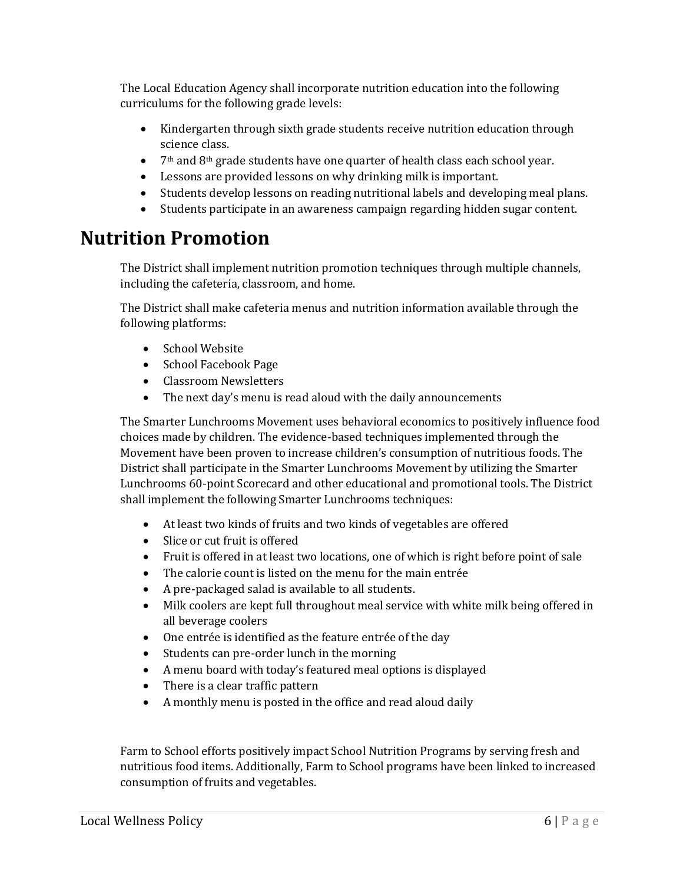The Local Education Agency shall incorporate nutrition education into the following curriculums for the following grade levels:

- Kindergarten through sixth grade students receive nutrition education through science class.
- 7th and 8th grade students have one quarter of health class each school year.
- Lessons are provided lessons on why drinking milk is important.
- Students develop lessons on reading nutritional labels and developing meal plans.
- Students participate in an awareness campaign regarding hidden sugar content.

# Nutrition Promotion

The District shall implement nutrition promotion techniques through multiple channels, including the cafeteria, classroom, and home.

The District shall make cafeteria menus and nutrition information available through the following platforms:

- School Website
- School Facebook Page
- Classroom Newsletters
- The next day's menu is read aloud with the daily announcements

The Smarter Lunchrooms Movement uses behavioral economics to positively influence food choices made by children. The evidence-based techniques implemented through the Movement have been proven to increase children's consumption of nutritious foods. The District shall participate in the Smarter Lunchrooms Movement by utilizing the Smarter Lunchrooms 60-point Scorecard and other educational and promotional tools. The District shall implement the following Smarter Lunchrooms techniques:

- At least two kinds of fruits and two kinds of vegetables are offered
- Slice or cut fruit is offered
- Fruit is offered in at least two locations, one of which is right before point of sale
- The calorie count is listed on the menu for the main entrée
- A pre-packaged salad is available to all students.
- Milk coolers are kept full throughout meal service with white milk being offered in all beverage coolers
- One entrée is identified as the feature entrée of the day
- Students can pre-order lunch in the morning
- A menu board with today's featured meal options is displayed
- There is a clear traffic pattern
- A monthly menu is posted in the office and read aloud daily

Farm to School efforts positively impact School Nutrition Programs by serving fresh and nutritious food items. Additionally, Farm to School programs have been linked to increased consumption of fruits and vegetables.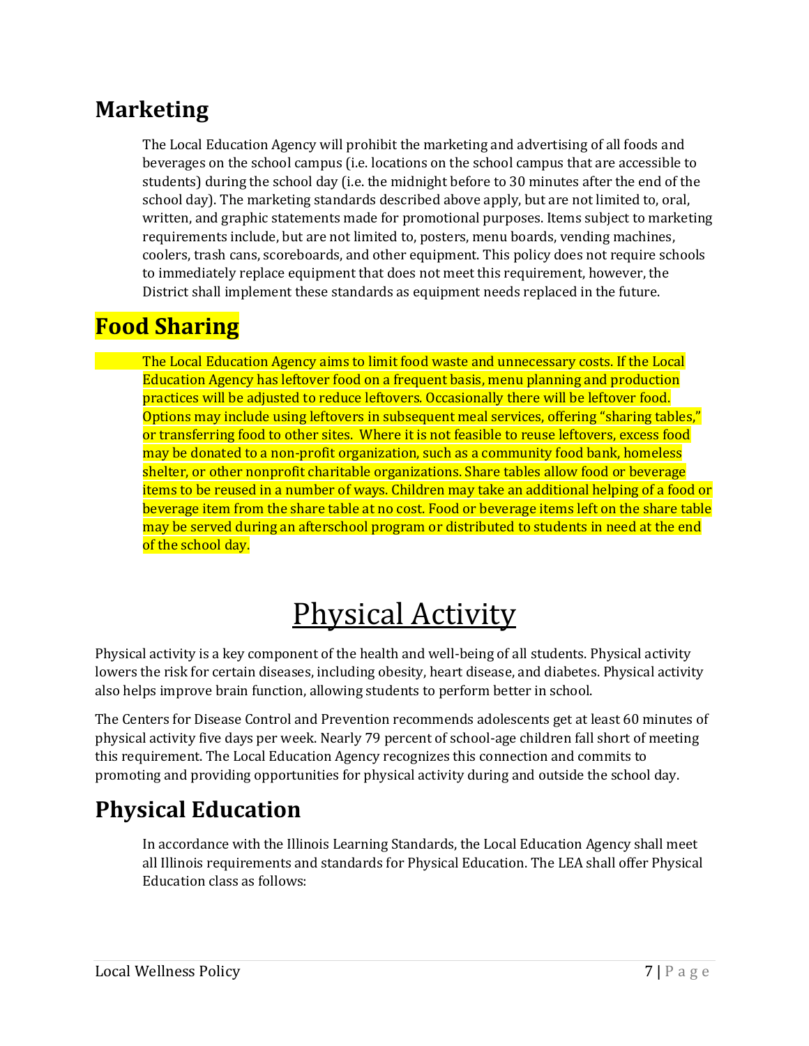## Marketing

The Local Education Agency will prohibit the marketing and advertising of all foods and beverages on the school campus (i.e. locations on the school campus that are accessible to students) during the school day (i.e. the midnight before to 30 minutes after the end of the school day). The marketing standards described above apply, but are not limited to, oral, written, and graphic statements made for promotional purposes. Items subject to marketing requirements include, but are not limited to, posters, menu boards, vending machines, coolers, trash cans, scoreboards, and other equipment. This policy does not require schools to immediately replace equipment that does not meet this requirement, however, the District shall implement these standards as equipment needs replaced in the future.

## Food Sharing

The Local Education Agency aims to limit food waste and unnecessary costs. If the Local Education Agency has leftover food on a frequent basis, menu planning and production practices will be adjusted to reduce leftovers. Occasionally there will be leftover food. Options may include using leftovers in subsequent meal services, offering "sharing tables," or transferring food to other sites. Where it is not feasible to reuse leftovers, excess food may be donated to a non-profit organization, such as a community food bank, homeless shelter, or other nonprofit charitable organizations. Share tables allow food or beverage items to be reused in a number of ways. Children may take an additional helping of a food or beverage item from the share table at no cost. Food or beverage items left on the share table may be served during an afterschool program or distributed to students in need at the end of the school day.

# Physical Activity

Physical activity is a key component of the health and well-being of all students. Physical activity lowers the risk for certain diseases, including obesity, heart disease, and diabetes. Physical activity also helps improve brain function, allowing students to perform better in school.

The Centers for Disease Control and Prevention recommends adolescents get at least 60 minutes of physical activity five days per week. Nearly 79 percent of school-age children fall short of meeting this requirement. The Local Education Agency recognizes this connection and commits to promoting and providing opportunities for physical activity during and outside the school day.

## Physical Education

In accordance with the Illinois Learning Standards, the Local Education Agency shall meet all Illinois requirements and standards for Physical Education. The LEA shall offer Physical Education class as follows: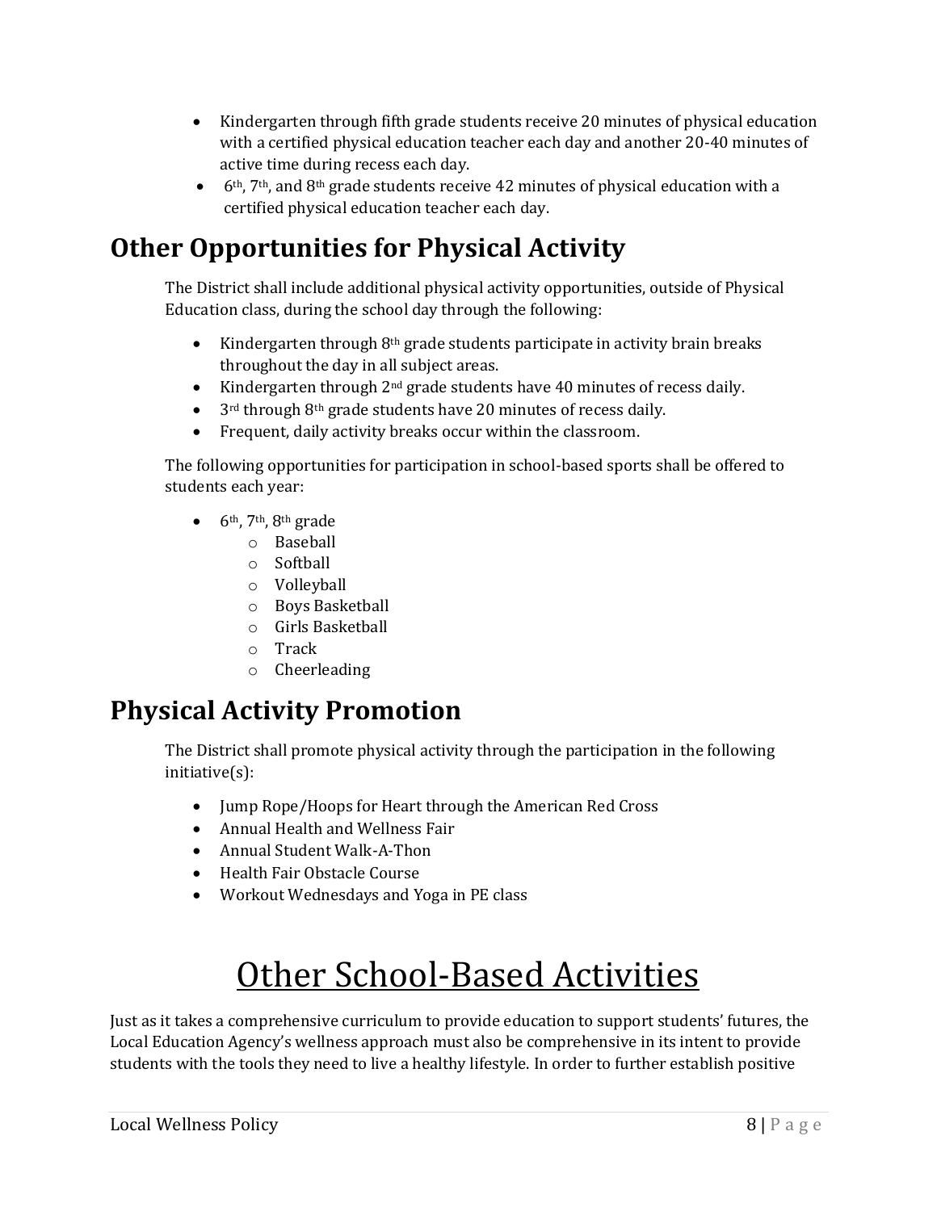- Kindergarten through fifth grade students receive 20 minutes of physical education with a certified physical education teacher each day and another 20-40 minutes of active time during recess each day.
- 6th, 7th, and 8th grade students receive 42 minutes of physical education with a certified physical education teacher each day.

## Other Opportunities for Physical Activity

The District shall include additional physical activity opportunities, outside of Physical Education class, during the school day through the following:

- Kindergarten through 8th grade students participate in activity brain breaks throughout the day in all subject areas.
- Kindergarten through 2nd grade students have 40 minutes of recess daily.
- 3rd through 8th grade students have 20 minutes of recess daily.
- Frequent, daily activity breaks occur within the classroom.

The following opportunities for participation in school-based sports shall be offered to students each year:

- 6th, 7th, 8th grade
  - Baseball
  - Softball
  - Volleyball
  - Boys Basketball
  - Girls Basketball
  - Track
  - Cheerleading

## Physical Activity Promotion

The District shall promote physical activity through the participation in the following initiative(s):

- Jump Rope/Hoops for Heart through the American Red Cross
- Annual Health and Wellness Fair
- Annual Student Walk-A-Thon
- Health Fair Obstacle Course
- Workout Wednesdays and Yoga in PE class

# Other School-Based Activities

Just as it takes a comprehensive curriculum to provide education to support students' futures, the Local Education Agency's wellness approach must also be comprehensive in its intent to provide students with the tools they need to live a healthy lifestyle. In order to further establish positive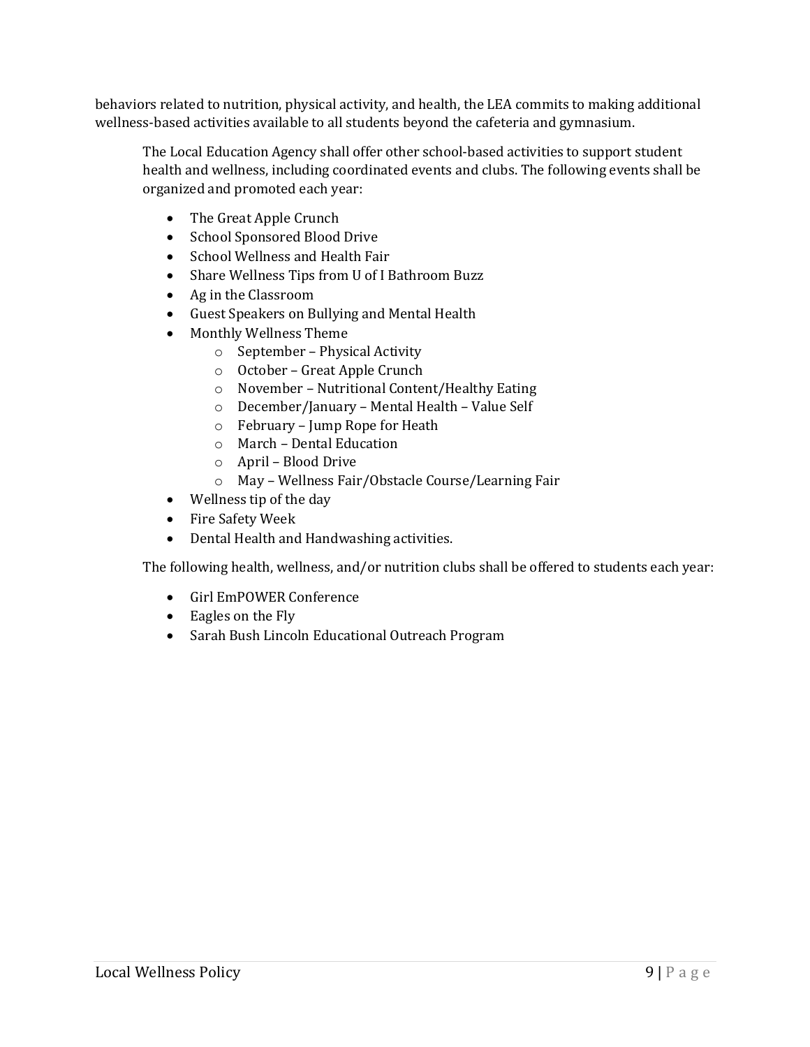behaviors related to nutrition, physical activity, and health, the LEA commits to making additional wellness-based activities available to all students beyond the cafeteria and gymnasium.

The Local Education Agency shall offer other school-based activities to support student health and wellness, including coordinated events and clubs. The following events shall be organized and promoted each year:

- The Great Apple Crunch
- School Sponsored Blood Drive
- School Wellness and Health Fair
- Share Wellness Tips from U of I Bathroom Buzz
- Ag in the Classroom
- Guest Speakers on Bullying and Mental Health
- Monthly Wellness Theme
  - September – Physical Activity
  - October – Great Apple Crunch
  - November – Nutritional Content/Healthy Eating
  - December/January – Mental Health – Value Self
  - February – Jump Rope for Heath
  - March – Dental Education
  - April – Blood Drive
  - May – Wellness Fair/Obstacle Course/Learning Fair
- Wellness tip of the day
- Fire Safety Week
- Dental Health and Handwashing activities.

The following health, wellness, and/or nutrition clubs shall be offered to students each year:

- Girl EmPOWER Conference
- Eagles on the Fly
- Sarah Bush Lincoln Educational Outreach Program